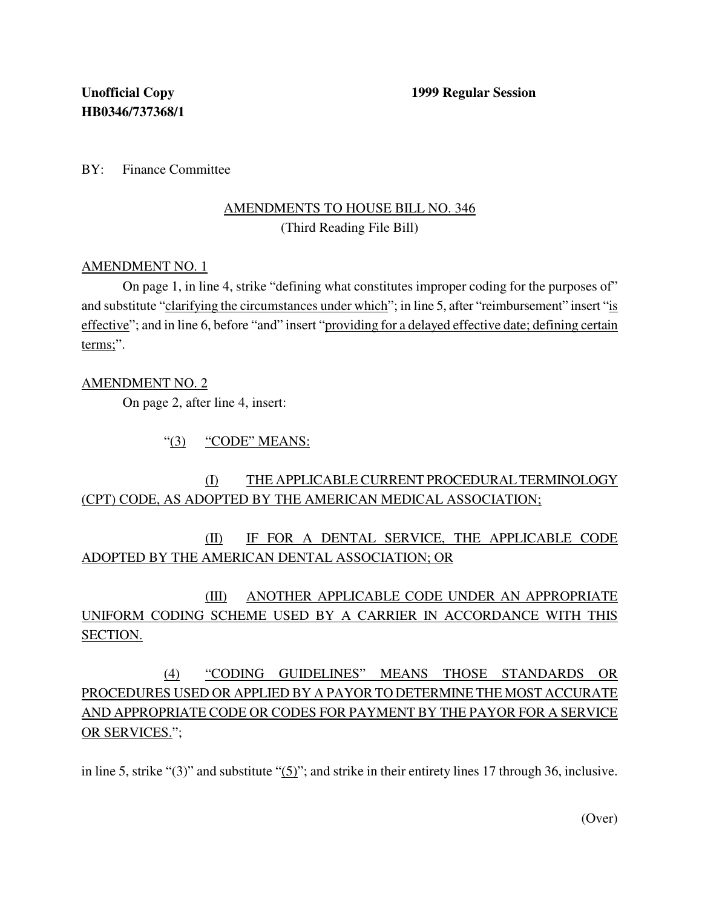**Unofficial Copy** **1999 Regular Session**
**HB0346/737368/1**

BY: Finance Committee

AMENDMENTS TO HOUSE BILL NO. 346
(Third Reading File Bill)

AMENDMENT NO. 1

On page 1, in line 4, strike "defining what constitutes improper coding for the purposes of" and substitute "clarifying the circumstances under which"; in line 5, after "reimbursement" insert "is effective"; and in line 6, before "and" insert "providing for a delayed effective date; defining certain terms;".

AMENDMENT NO. 2

On page 2, after line 4, insert:

"(3) "CODE" MEANS:

(I) THE APPLICABLE CURRENT PROCEDURAL TERMINOLOGY (CPT) CODE, AS ADOPTED BY THE AMERICAN MEDICAL ASSOCIATION;

(II) IF FOR A DENTAL SERVICE, THE APPLICABLE CODE ADOPTED BY THE AMERICAN DENTAL ASSOCIATION; OR

(III) ANOTHER APPLICABLE CODE UNDER AN APPROPRIATE UNIFORM CODING SCHEME USED BY A CARRIER IN ACCORDANCE WITH THIS SECTION.

(4) "CODING GUIDELINES" MEANS THOSE STANDARDS OR PROCEDURES USED OR APPLIED BY A PAYOR TO DETERMINE THE MOST ACCURATE AND APPROPRIATE CODE OR CODES FOR PAYMENT BY THE PAYOR FOR A SERVICE OR SERVICES.";

in line 5, strike "(3)" and substitute "(5)"; and strike in their entirety lines 17 through 36, inclusive.

(Over)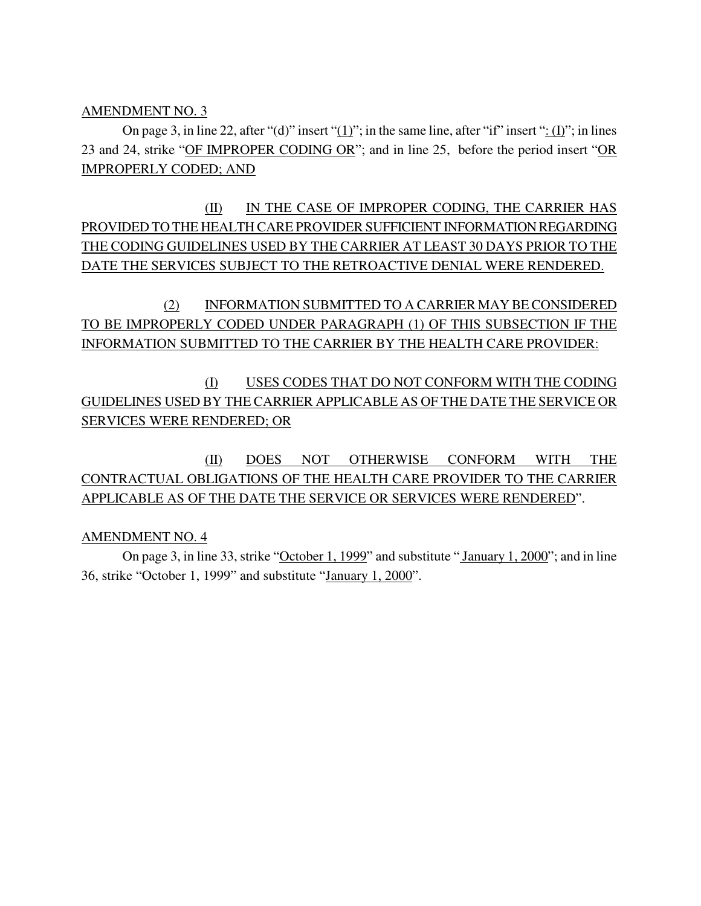AMENDMENT NO. 3

On page 3, in line 22, after "(d)" insert "(1)"; in the same line, after "if" insert ": (I)"; in lines 23 and 24, strike "OF IMPROPER CODING OR"; and in line 25, before the period insert "OR IMPROPERLY CODED; AND

(II) IN THE CASE OF IMPROPER CODING, THE CARRIER HAS PROVIDED TO THE HEALTH CARE PROVIDER SUFFICIENT INFORMATION REGARDING THE CODING GUIDELINES USED BY THE CARRIER AT LEAST 30 DAYS PRIOR TO THE DATE THE SERVICES SUBJECT TO THE RETROACTIVE DENIAL WERE RENDERED.

(2) INFORMATION SUBMITTED TO A CARRIER MAY BE CONSIDERED TO BE IMPROPERLY CODED UNDER PARAGRAPH (1) OF THIS SUBSECTION IF THE INFORMATION SUBMITTED TO THE CARRIER BY THE HEALTH CARE PROVIDER:

(I) USES CODES THAT DO NOT CONFORM WITH THE CODING GUIDELINES USED BY THE CARRIER APPLICABLE AS OF THE DATE THE SERVICE OR SERVICES WERE RENDERED; OR

(II) DOES NOT OTHERWISE CONFORM WITH THE CONTRACTUAL OBLIGATIONS OF THE HEALTH CARE PROVIDER TO THE CARRIER APPLICABLE AS OF THE DATE THE SERVICE OR SERVICES WERE RENDERED".

AMENDMENT NO. 4

On page 3, in line 33, strike "October 1, 1999" and substitute " January 1, 2000"; and in line 36, strike "October 1, 1999" and substitute "January 1, 2000".